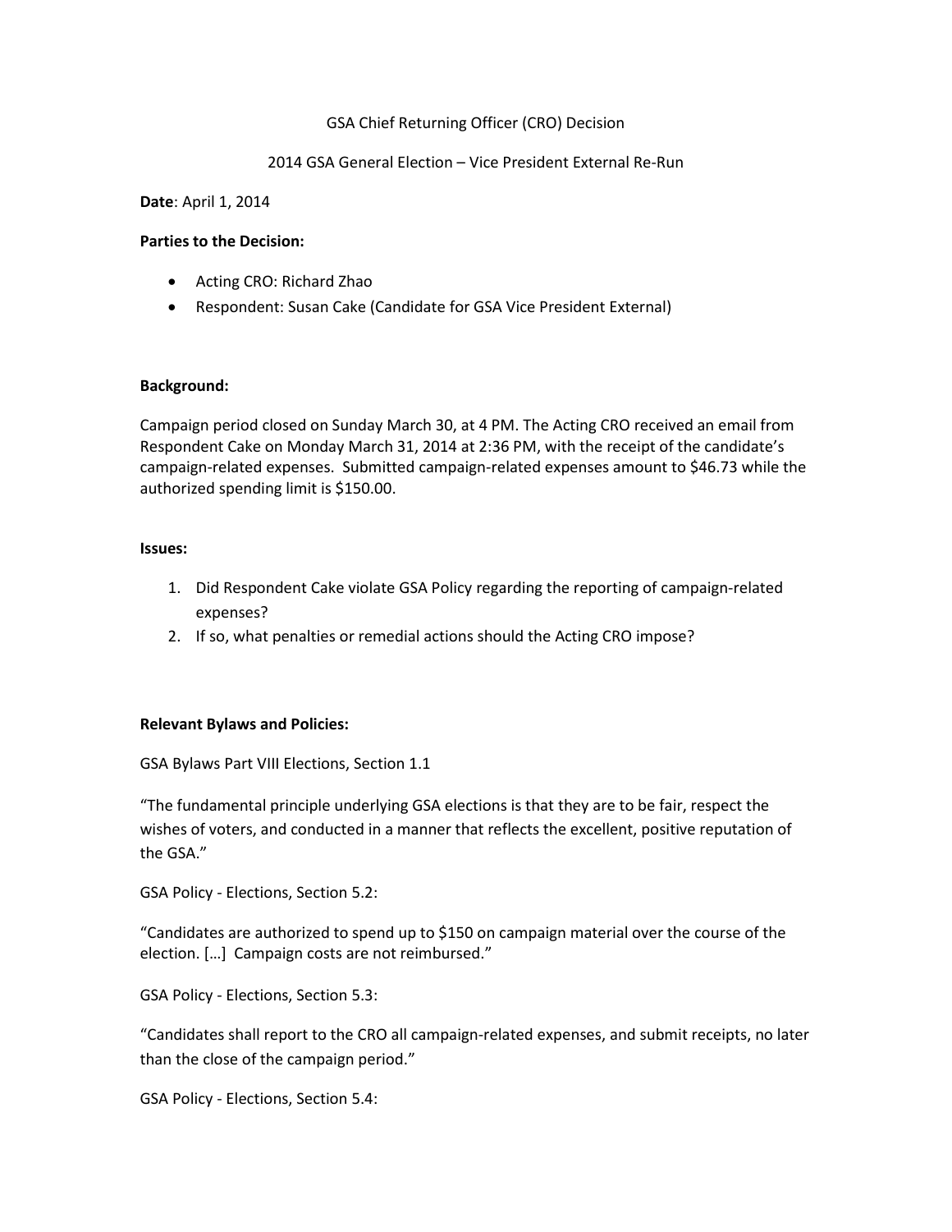GSA Chief Returning Officer (CRO) Decision

2014 GSA General Election – Vice President External Re-Run

**Date**: April 1, 2014

**Parties to the Decision:**

- Acting CRO: Richard Zhao
- Respondent: Susan Cake (Candidate for GSA Vice President External)

**Background:**

Campaign period closed on Sunday March 30, at 4 PM. The Acting CRO received an email from Respondent Cake on Monday March 31, 2014 at 2:36 PM, with the receipt of the candidate's campaign-related expenses. Submitted campaign-related expenses amount to $46.73 while the authorized spending limit is $150.00.

**Issues:**

1. Did Respondent Cake violate GSA Policy regarding the reporting of campaign-related expenses?
2. If so, what penalties or remedial actions should the Acting CRO impose?

**Relevant Bylaws and Policies:**

GSA Bylaws Part VIII Elections, Section 1.1

"The fundamental principle underlying GSA elections is that they are to be fair, respect the wishes of voters, and conducted in a manner that reflects the excellent, positive reputation of the GSA."

GSA Policy - Elections, Section 5.2:

"Candidates are authorized to spend up to $150 on campaign material over the course of the election. […] Campaign costs are not reimbursed."

GSA Policy - Elections, Section 5.3:

"Candidates shall report to the CRO all campaign-related expenses, and submit receipts, no later than the close of the campaign period."

GSA Policy - Elections, Section 5.4: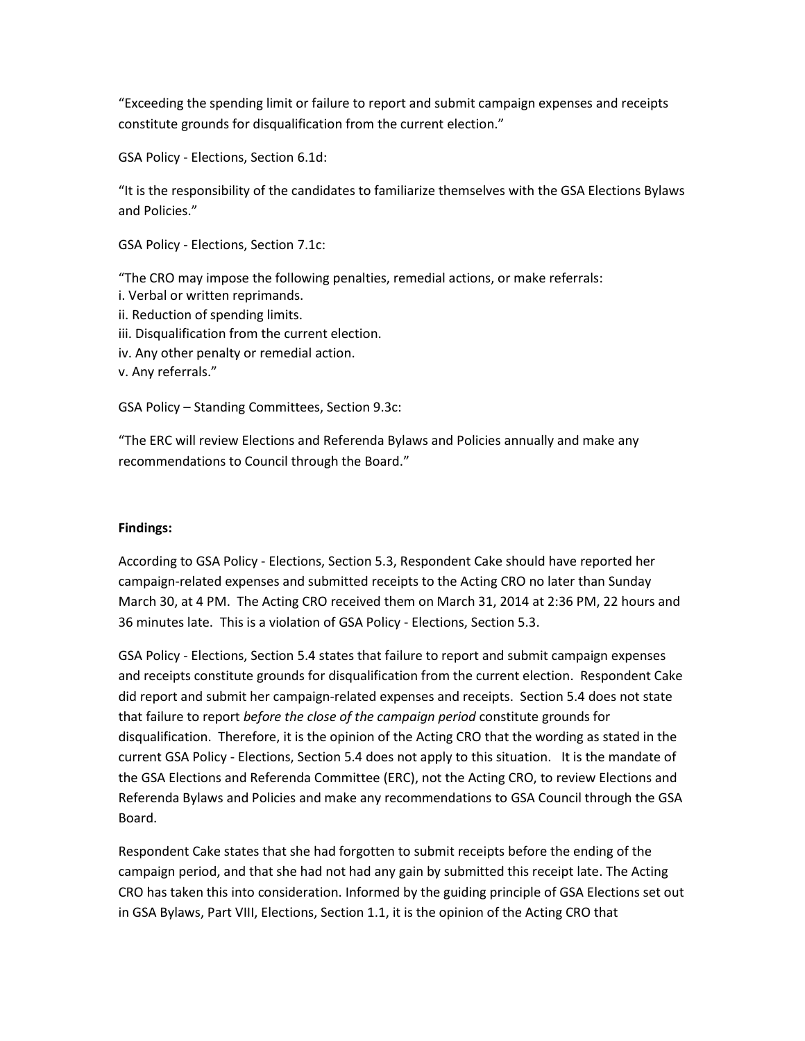"Exceeding the spending limit or failure to report and submit campaign expenses and receipts constitute grounds for disqualification from the current election."

GSA Policy - Elections, Section 6.1d:

"It is the responsibility of the candidates to familiarize themselves with the GSA Elections Bylaws and Policies."

GSA Policy - Elections, Section 7.1c:

"The CRO may impose the following penalties, remedial actions, or make referrals:
i. Verbal or written reprimands.
ii. Reduction of spending limits.
iii. Disqualification from the current election.
iv. Any other penalty or remedial action.
v. Any referrals."

GSA Policy – Standing Committees, Section 9.3c:

"The ERC will review Elections and Referenda Bylaws and Policies annually and make any recommendations to Council through the Board."

**Findings:**

According to GSA Policy - Elections, Section 5.3, Respondent Cake should have reported her campaign-related expenses and submitted receipts to the Acting CRO no later than Sunday March 30, at 4 PM. The Acting CRO received them on March 31, 2014 at 2:36 PM, 22 hours and 36 minutes late. This is a violation of GSA Policy - Elections, Section 5.3.

GSA Policy - Elections, Section 5.4 states that failure to report and submit campaign expenses and receipts constitute grounds for disqualification from the current election. Respondent Cake did report and submit her campaign-related expenses and receipts. Section 5.4 does not state that failure to report *before the close of the campaign period* constitute grounds for disqualification. Therefore, it is the opinion of the Acting CRO that the wording as stated in the current GSA Policy - Elections, Section 5.4 does not apply to this situation. It is the mandate of the GSA Elections and Referenda Committee (ERC), not the Acting CRO, to review Elections and Referenda Bylaws and Policies and make any recommendations to GSA Council through the GSA Board.

Respondent Cake states that she had forgotten to submit receipts before the ending of the campaign period, and that she had not had any gain by submitted this receipt late. The Acting CRO has taken this into consideration. Informed by the guiding principle of GSA Elections set out in GSA Bylaws, Part VIII, Elections, Section 1.1, it is the opinion of the Acting CRO that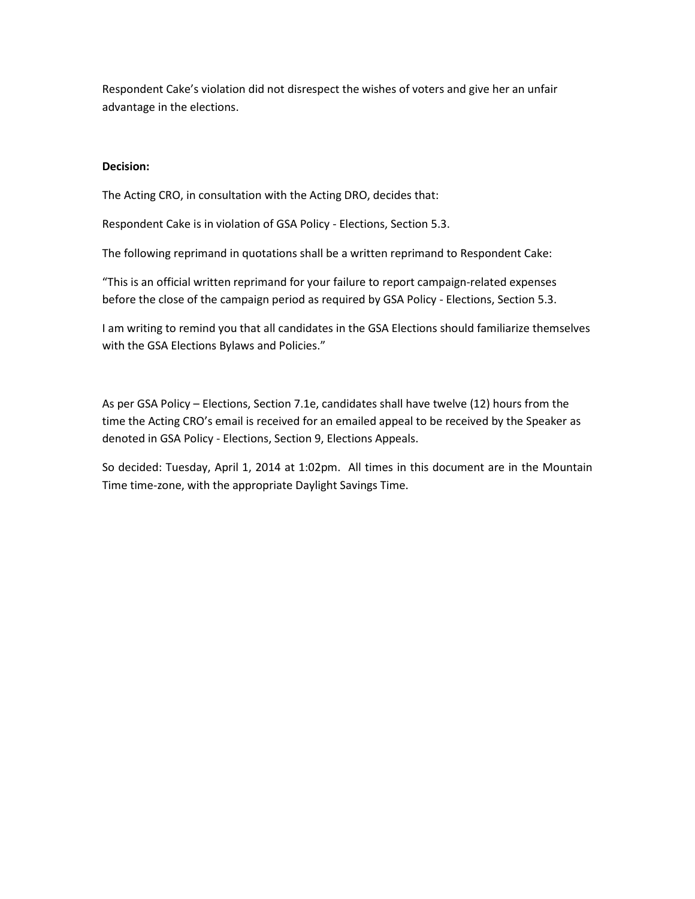Respondent Cake's violation did not disrespect the wishes of voters and give her an unfair advantage in the elections.

**Decision:**

The Acting CRO, in consultation with the Acting DRO, decides that:

Respondent Cake is in violation of GSA Policy - Elections, Section 5.3.

The following reprimand in quotations shall be a written reprimand to Respondent Cake:

"This is an official written reprimand for your failure to report campaign-related expenses before the close of the campaign period as required by GSA Policy - Elections, Section 5.3.

I am writing to remind you that all candidates in the GSA Elections should familiarize themselves with the GSA Elections Bylaws and Policies."

As per GSA Policy – Elections, Section 7.1e, candidates shall have twelve (12) hours from the time the Acting CRO's email is received for an emailed appeal to be received by the Speaker as denoted in GSA Policy - Elections, Section 9, Elections Appeals.

So decided: Tuesday, April 1, 2014 at 1:02pm. All times in this document are in the Mountain Time time-zone, with the appropriate Daylight Savings Time.